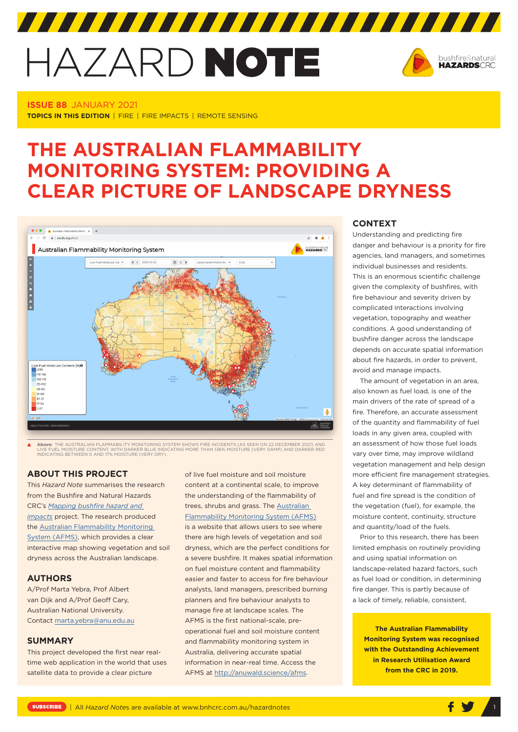# HAZARD NOTE

**ISSUE 88** JANUARY 2021

**TOPICS IN THIS EDITION** | FIRE | FIRE IMPACTS | REMOTE SENSING

# THE AUSTRALIAN FLAMMABILITY MONITORING SYSTEM: PROVIDING A CLEAR PICTURE OF LANDSCAPE DRYNESS

**Above:** THE AUSTRALIAN FLAMMABILITY MONITORING SYSTEM SHOWS FIRE INCIDENTS (AS SEEN ON 22 DECEMBER 2021) AND LIVE FUEL MOISTURE CONTENT, WITH DARKER BLUE INDICATING MORE THAN 136% MOISTURE (VERY DAMP) AND DARKER RED INDICATING BETWEEN 0 AND 17% MOISTURE (VERY DRY).

## ABOUT THIS PROJECT

This *Hazard Note* summarises the research from the Bushfire and Natural Hazards CRC's *Mapping bushfire hazard and impacts* project. The research produced the Australian Flammability Monitoring System (AFMS), which provides a clear interactive map showing vegetation and soil dryness across the Australian landscape.

## AUTHORS

A/Prof Marta Yebra, Prof Albert van Dijk and A/Prof Geoff Cary, Australian National University. Contact marta.yebra@anu.edu.au

## SUMMARY

This project developed the first near real-time web application in the world that uses satellite data to provide a clear picture of live fuel moisture and soil moisture content at a continental scale, to improve the understanding of the flammability of trees, shrubs and grass. The Australian Flammability Monitoring System (AFMS) is a website that allows users to see where there are high levels of vegetation and soil dryness, which are the perfect conditions for a severe bushfire. It makes spatial information on fuel moisture content and flammability easier and faster to access for fire behaviour analysts, land managers, prescribed burning planners and fire behaviour analysts to manage fire at landscape scales. The AFMS is the first national-scale, pre-operational fuel and soil moisture content and flammability monitoring system in Australia, delivering accurate spatial information in near-real time. Access the AFMS at http://anuwald.science/afms.

## CONTEXT

Understanding and predicting fire danger and behaviour is a priority for fire agencies, land managers, and sometimes individual businesses and residents. This is an enormous scientific challenge given the complexity of bushfires, with fire behaviour and severity driven by complicated interactions involving vegetation, topography and weather conditions. A good understanding of bushfire danger across the landscape depends on accurate spatial information about fire hazards, in order to prevent, avoid and manage impacts.

The amount of vegetation in an area, also known as fuel load, is one of the main drivers of the rate of spread of a fire. Therefore, an accurate assessment of the quantity and flammability of fuel loads in any given area, coupled with an assessment of how those fuel loads vary over time, may improve wildland vegetation management and help design more efficient fire management strategies. A key determinant of flammability of fuel and fire spread is the condition of the vegetation (fuel), for example, the moisture content, continuity, structure and quantity/load of the fuels.

Prior to this research, there has been limited emphasis on routinely providing and using spatial information on landscape-related hazard factors, such as fuel load or condition, in determining fire danger. This is partly because of a lack of timely, reliable, consistent,

**The Australian Flammability Monitoring System was recognised with the Outstanding Achievement in Research Utilisation Award from the CRC in 2019.**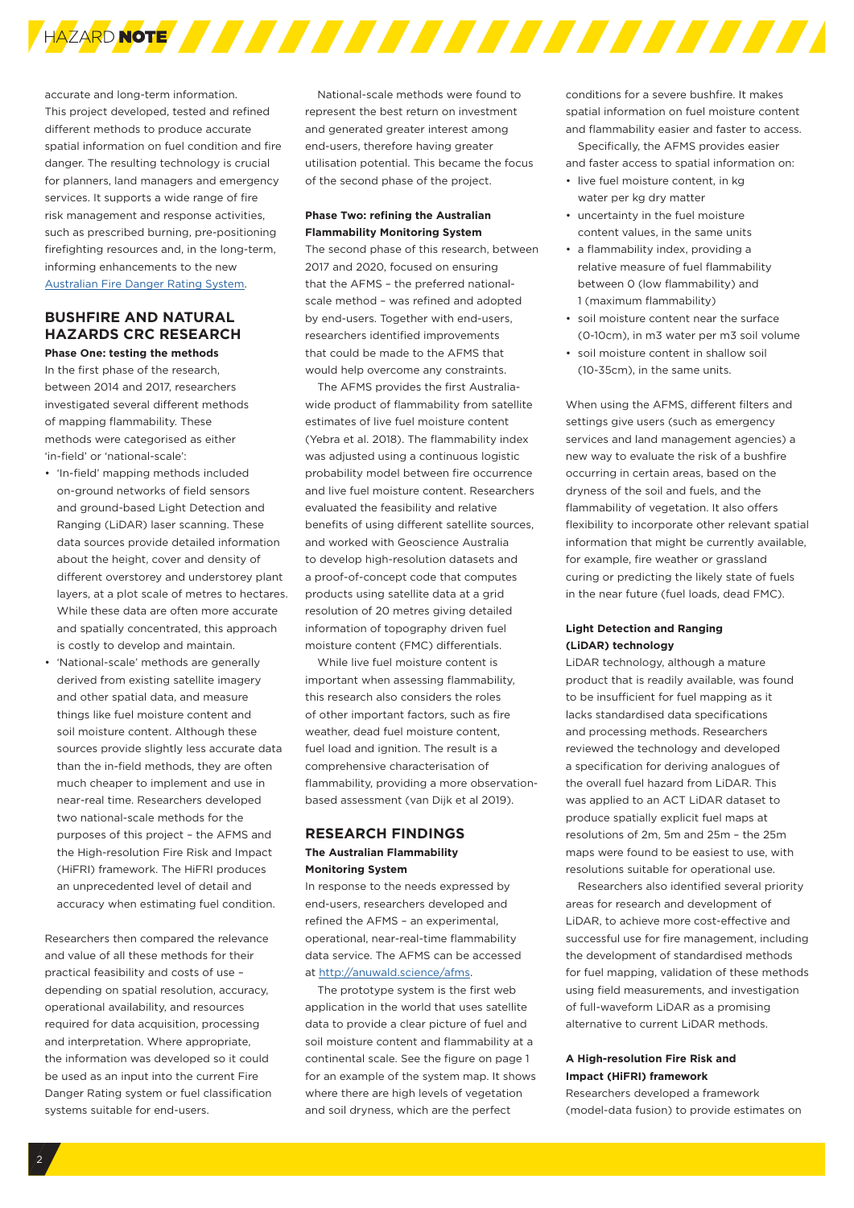accurate and long-term information. This project developed, tested and refined different methods to produce accurate spatial information on fuel condition and fire danger. The resulting technology is crucial for planners, land managers and emergency services. It supports a wide range of fire risk management and response activities, such as prescribed burning, pre-positioning firefighting resources and, in the long-term, informing enhancements to the new [Australian Fire Danger Rating System](#).

## BUSHFIRE AND NATURAL HAZARDS CRC RESEARCH

### Phase One: testing the methods

In the first phase of the research, between 2014 and 2017, researchers investigated several different methods of mapping flammability. These methods were categorised as either 'in-field' or 'national-scale':

- 'In-field' mapping methods included on-ground networks of field sensors and ground-based Light Detection and Ranging (LiDAR) laser scanning. These data sources provide detailed information about the height, cover and density of different overstorey and understorey plant layers, at a plot scale of metres to hectares. While these data are often more accurate and spatially concentrated, this approach is costly to develop and maintain.
- 'National-scale' methods are generally derived from existing satellite imagery and other spatial data, and measure things like fuel moisture content and soil moisture content. Although these sources provide slightly less accurate data than the in-field methods, they are often much cheaper to implement and use in near-real time. Researchers developed two national-scale methods for the purposes of this project – the AFMS and the High-resolution Fire Risk and Impact (HiFRI) framework. The HiFRI produces an unprecedented level of detail and accuracy when estimating fuel condition.

Researchers then compared the relevance and value of all these methods for their practical feasibility and costs of use – depending on spatial resolution, accuracy, operational availability, and resources required for data acquisition, processing and interpretation. Where appropriate, the information was developed so it could be used as an input into the current Fire Danger Rating system or fuel classification systems suitable for end-users.

National-scale methods were found to represent the best return on investment and generated greater interest among end-users, therefore having greater utilisation potential. This became the focus of the second phase of the project.

### Phase Two: refining the Australian Flammability Monitoring System

The second phase of this research, between 2017 and 2020, focused on ensuring that the AFMS – the preferred national-scale method – was refined and adopted by end-users. Together with end-users, researchers identified improvements that could be made to the AFMS that would help overcome any constraints.

The AFMS provides the first Australia-wide product of flammability from satellite estimates of live fuel moisture content (Yebra et al. 2018). The flammability index was adjusted using a continuous logistic probability model between fire occurrence and live fuel moisture content. Researchers evaluated the feasibility and relative benefits of using different satellite sources, and worked with Geoscience Australia to develop high-resolution datasets and a proof-of-concept code that computes products using satellite data at a grid resolution of 20 metres giving detailed information of topography driven fuel moisture content (FMC) differentials.

While live fuel moisture content is important when assessing flammability, this research also considers the roles of other important factors, such as fire weather, dead fuel moisture content, fuel load and ignition. The result is a comprehensive characterisation of flammability, providing a more observation-based assessment (van Dijk et al 2019).

## RESEARCH FINDINGS

### The Australian Flammability Monitoring System

In response to the needs expressed by end-users, researchers developed and refined the AFMS – an experimental, operational, near-real-time flammability data service. The AFMS can be accessed at [http://anuwald.science/afms](http://anuwald.science/afms).

The prototype system is the first web application in the world that uses satellite data to provide a clear picture of fuel and soil moisture content and flammability at a continental scale. See the figure on page 1 for an example of the system map. It shows where there are high levels of vegetation and soil dryness, which are the perfect conditions for a severe bushfire. It makes spatial information on fuel moisture content and flammability easier and faster to access.

Specifically, the AFMS provides easier and faster access to spatial information on:

- live fuel moisture content, in kg water per kg dry matter
- uncertainty in the fuel moisture content values, in the same units
- a flammability index, providing a relative measure of fuel flammability between 0 (low flammability) and 1 (maximum flammability)
- soil moisture content near the surface (0-10cm), in m3 water per m3 soil volume
- soil moisture content in shallow soil (10-35cm), in the same units.

When using the AFMS, different filters and settings give users (such as emergency services and land management agencies) a new way to evaluate the risk of a bushfire occurring in certain areas, based on the dryness of the soil and fuels, and the flammability of vegetation. It also offers flexibility to incorporate other relevant spatial information that might be currently available, for example, fire weather or grassland curing or predicting the likely state of fuels in the near future (fuel loads, dead FMC).

### Light Detection and Ranging (LiDAR) technology

LiDAR technology, although a mature product that is readily available, was found to be insufficient for fuel mapping as it lacks standardised data specifications and processing methods. Researchers reviewed the technology and developed a specification for deriving analogues of the overall fuel hazard from LiDAR. This was applied to an ACT LiDAR dataset to produce spatially explicit fuel maps at resolutions of 2m, 5m and 25m – the 25m maps were found to be easiest to use, with resolutions suitable for operational use.

Researchers also identified several priority areas for research and development of LiDAR, to achieve more cost-effective and successful use for fire management, including the development of standardised methods for fuel mapping, validation of these methods using field measurements, and investigation of full-waveform LiDAR as a promising alternative to current LiDAR methods.

### A High-resolution Fire Risk and Impact (HiFRI) framework

Researchers developed a framework (model-data fusion) to provide estimates on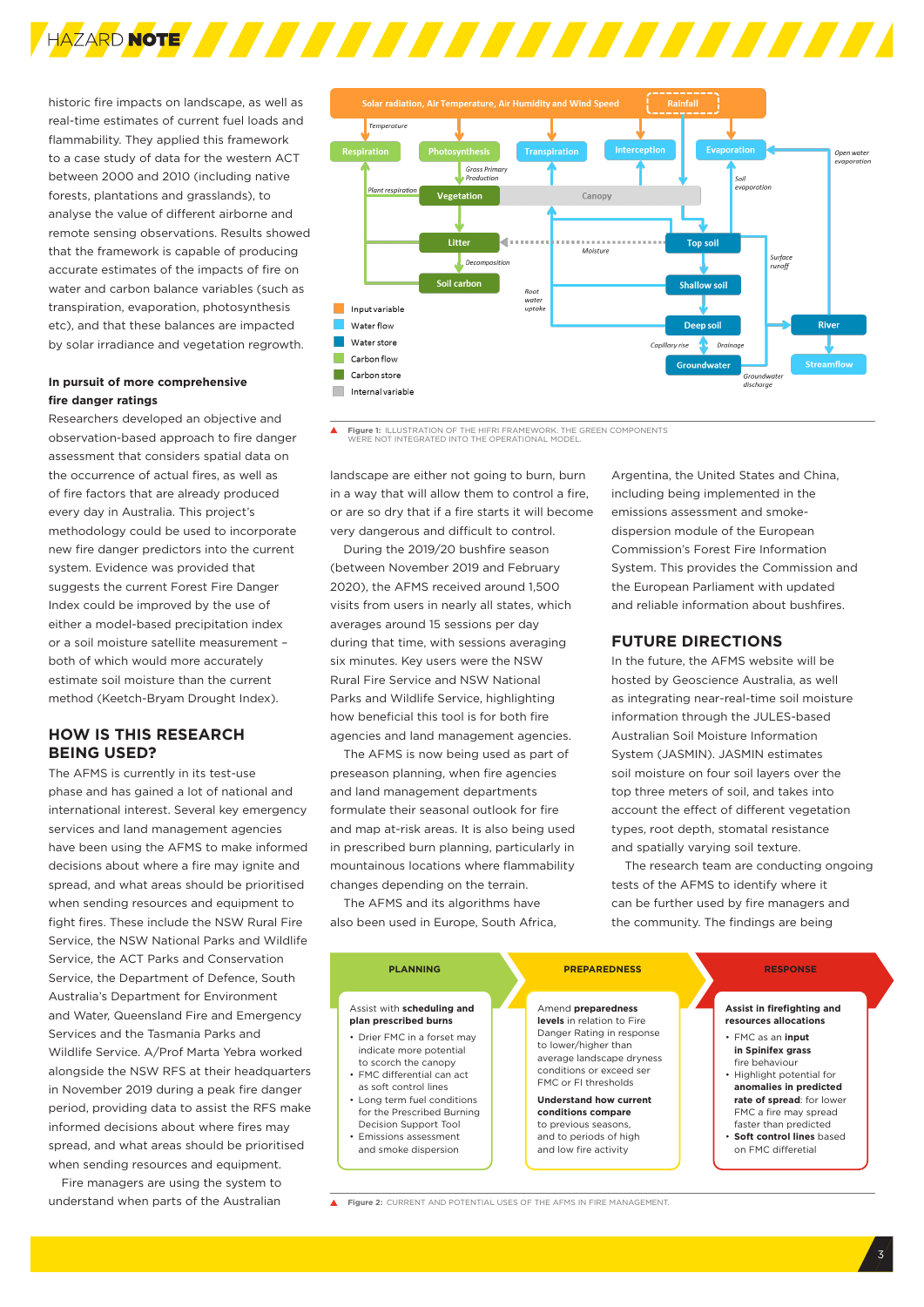historic fire impacts on landscape, as well as real-time estimates of current fuel loads and flammability. They applied this framework to a case study of data for the western ACT between 2000 and 2010 (including native forests, plantations and grasslands), to analyse the value of different airborne and remote sensing observations. Results showed that the framework is capable of producing accurate estimates of the impacts of fire on water and carbon balance variables (such as transpiration, evaporation, photosynthesis etc), and that these balances are impacted by solar irradiance and vegetation regrowth.

**In pursuit of more comprehensive fire danger ratings**

Researchers developed an objective and observation-based approach to fire danger assessment that considers spatial data on the occurrence of actual fires, as well as of fire factors that are already produced every day in Australia. This project's methodology could be used to incorporate new fire danger predictors into the current system. Evidence was provided that suggests the current Forest Fire Danger Index could be improved by the use of either a model-based precipitation index or a soil moisture satellite measurement – both of which would more accurately estimate soil moisture than the current method (Keetch-Bryam Drought Index).

## HOW IS THIS RESEARCH BEING USED?

The AFMS is currently in its test-use phase and has gained a lot of national and international interest. Several key emergency services and land management agencies have been using the AFMS to make informed decisions about where a fire may ignite and spread, and what areas should be prioritised when sending resources and equipment to fight fires. These include the NSW Rural Fire Service, the NSW National Parks and Wildlife Service, the ACT Parks and Conservation Service, the Department of Defence, South Australia's Department for Environment and Water, Queensland Fire and Emergency Services and the Tasmania Parks and Wildlife Service. A/Prof Marta Yebra worked alongside the NSW RFS at their headquarters in November 2019 during a peak fire danger period, providing data to assist the RFS make informed decisions about where fires may spread, and what areas should be prioritised when sending resources and equipment.

Fire managers are using the system to understand when parts of the Australian landscape are either not going to burn, burn in a way that will allow them to control a fire, or are so dry that if a fire starts it will become very dangerous and difficult to control.

During the 2019/20 bushfire season (between November 2019 and February 2020), the AFMS received around 1,500 visits from users in nearly all states, which averages around 15 sessions per day during that time, with sessions averaging six minutes. Key users were the NSW Rural Fire Service and NSW National Parks and Wildlife Service, highlighting how beneficial this tool is for both fire agencies and land management agencies.

The AFMS is now being used as part of preseason planning, when fire agencies and land management departments formulate their seasonal outlook for fire and map at-risk areas. It is also being used in prescribed burn planning, particularly in mountainous locations where flammability changes depending on the terrain.

The AFMS and its algorithms have also been used in Europe, South Africa, Argentina, the United States and China, including being implemented in the emissions assessment and smoke-dispersion module of the European Commission's Forest Fire Information System. This provides the Commission and the European Parliament with updated and reliable information about bushfires.

## FUTURE DIRECTIONS

In the future, the AFMS website will be hosted by Geoscience Australia, as well as integrating near-real-time soil moisture information through the JULES-based Australian Soil Moisture Information System (JASMIN). JASMIN estimates soil moisture on four soil layers over the top three meters of soil, and takes into account the effect of different vegetation types, root depth, stomatal resistance and spatially varying soil texture.

The research team are conducting ongoing tests of the AFMS to identify where it can be further used by fire managers and the community. The findings are being

Figure 1: ILLUSTRATION OF THE HIFRI FRAMEWORK. THE GREEN COMPONENTS WERE NOT INTEGRATED INTO THE OPERATIONAL MODEL.

**PLANNING**

Assist with **scheduling and plan prescribed burns**

- Drier FMC in a forset may indicate more potential to scorch the canopy
- FMC differential can act as soft control lines
- Long term fuel conditions for the Prescribed Burning Decision Support Tool
- Emissions assessment and smoke dispersion

**PREPAREDNESS**

Amend **preparedness levels** in relation to Fire Danger Rating in response to lower/higher than average landscape dryness conditions or exceed ser FMC or FI thresholds

**Understand how current conditions compare** to previous seasons, and to periods of high and low fire activity

**RESPONSE**

**Assist in firefighting and resources allocations**

- FMC as an **input in Spinifex grass** fire behaviour
- Highlight potential for **anomalies in predicted rate of spread**: for lower FMC a fire may spread faster than predicted
- **Soft control lines** based on FMC differetial

Figure 2: CURRENT AND POTENTIAL USES OF THE AFMS IN FIRE MANAGEMENT.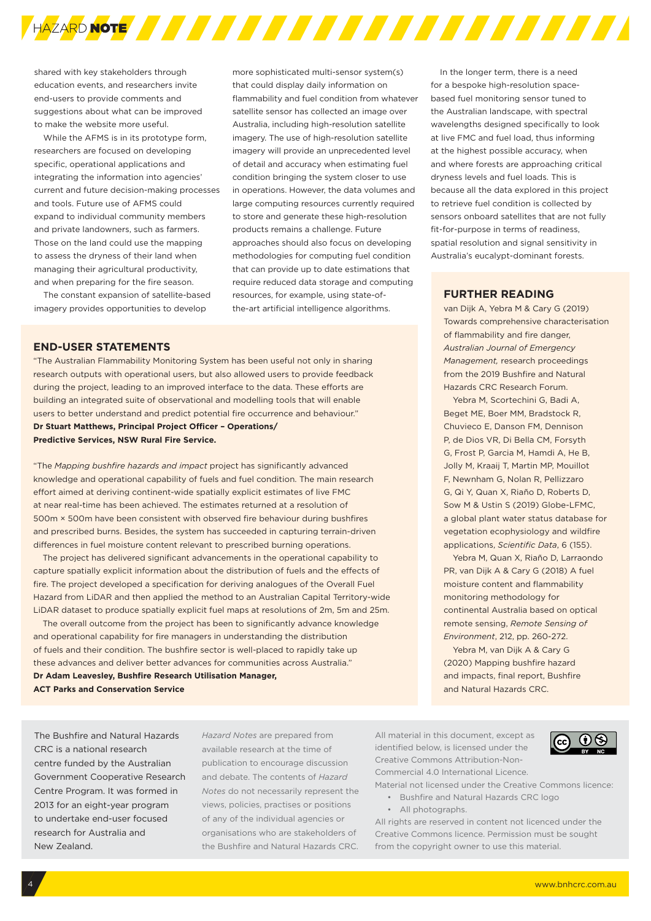shared with key stakeholders through education events, and researchers invite end-users to provide comments and suggestions about what can be improved to make the website more useful.

While the AFMS is in its prototype form, researchers are focused on developing specific, operational applications and integrating the information into agencies' current and future decision-making processes and tools. Future use of AFMS could expand to individual community members and private landowners, such as farmers. Those on the land could use the mapping to assess the dryness of their land when managing their agricultural productivity, and when preparing for the fire season.

The constant expansion of satellite-based imagery provides opportunities to develop more sophisticated multi-sensor system(s) that could display daily information on flammability and fuel condition from whatever satellite sensor has collected an image over Australia, including high-resolution satellite imagery. The use of high-resolution satellite imagery will provide an unprecedented level of detail and accuracy when estimating fuel condition bringing the system closer to use in operations. However, the data volumes and large computing resources currently required to store and generate these high-resolution products remains a challenge. Future approaches should also focus on developing methodologies for computing fuel condition that can provide up to date estimations that require reduced data storage and computing resources, for example, using state-of-the-art artificial intelligence algorithms.

In the longer term, there is a need for a bespoke high-resolution space-based fuel monitoring sensor tuned to the Australian landscape, with spectral wavelengths designed specifically to look at live FMC and fuel load, thus informing at the highest possible accuracy, when and where forests are approaching critical dryness levels and fuel loads. This is because all the data explored in this project to retrieve fuel condition is collected by sensors onboard satellites that are not fully fit-for-purpose in terms of readiness, spatial resolution and signal sensitivity in Australia's eucalypt-dominant forests.

## END-USER STATEMENTS

"The Australian Flammability Monitoring System has been useful not only in sharing research outputs with operational users, but also allowed users to provide feedback during the project, leading to an improved interface to the data. These efforts are building an integrated suite of observational and modelling tools that will enable users to better understand and predict potential fire occurrence and behaviour."
**Dr Stuart Matthews, Principal Project Officer – Operations/ Predictive Services, NSW Rural Fire Service.**

"The *Mapping bushfire hazards and impact* project has significantly advanced knowledge and operational capability of fuels and fuel condition. The main research effort aimed at deriving continent-wide spatially explicit estimates of live FMC at near real-time has been achieved. The estimates returned at a resolution of 500m × 500m have been consistent with observed fire behaviour during bushfires and prescribed burns. Besides, the system has succeeded in capturing terrain-driven differences in fuel moisture content relevant to prescribed burning operations.

The project has delivered significant advancements in the operational capability to capture spatially explicit information about the distribution of fuels and the effects of fire. The project developed a specification for deriving analogues of the Overall Fuel Hazard from LiDAR and then applied the method to an Australian Capital Territory-wide LiDAR dataset to produce spatially explicit fuel maps at resolutions of 2m, 5m and 25m.

The overall outcome from the project has been to significantly advance knowledge and operational capability for fire managers in understanding the distribution of fuels and their condition. The bushfire sector is well-placed to rapidly take up these advances and deliver better advances for communities across Australia."
**Dr Adam Leavesley, Bushfire Research Utilisation Manager, ACT Parks and Conservation Service**

## FURTHER READING

van Dijk A, Yebra M & Cary G (2019) Towards comprehensive characterisation of flammability and fire danger, *Australian Journal of Emergency Management,* research proceedings from the 2019 Bushfire and Natural Hazards CRC Research Forum.

Yebra M, Scortechini G, Badi A, Beget ME, Boer MM, Bradstock R, Chuvieco E, Danson FM, Dennison P, de Dios VR, Di Bella CM, Forsyth G, Frost P, Garcia M, Hamdi A, He B, Jolly M, Kraaij T, Martin MP, Mouillot F, Newnham G, Nolan R, Pellizzaro G, Qi Y, Quan X, Riaño D, Roberts D, Sow M & Ustin S (2019) Globe-LFMC, a global plant water status database for vegetation ecophysiology and wildfire applications, *Scientific Data*, 6 (155).

Yebra M, Quan X, Riaño D, Larraondo PR, van Dijk A & Cary G (2018) A fuel moisture content and flammability monitoring methodology for continental Australia based on optical remote sensing, *Remote Sensing of Environment*, 212, pp. 260-272.

Yebra M, van Dijk A & Cary G (2020) Mapping bushfire hazard and impacts, final report, Bushfire and Natural Hazards CRC.

The Bushfire and Natural Hazards CRC is a national research centre funded by the Australian Government Cooperative Research Centre Program. It was formed in 2013 for an eight-year program to undertake end-user focused research for Australia and New Zealand.

*Hazard Notes* are prepared from available research at the time of publication to encourage discussion and debate. The contents of *Hazard Notes* do not necessarily represent the views, policies, practises or positions of any of the individual agencies or organisations who are stakeholders of the Bushfire and Natural Hazards CRC.

All material in this document, except as identified below, is licensed under the Creative Commons Attribution-Non-Commercial 4.0 International Licence.

Material not licensed under the Creative Commons licence:

- Bushfire and Natural Hazards CRC logo
- All photographs.

All rights are reserved in content not licenced under the Creative Commons licence. Permission must be sought from the copyright owner to use this material.